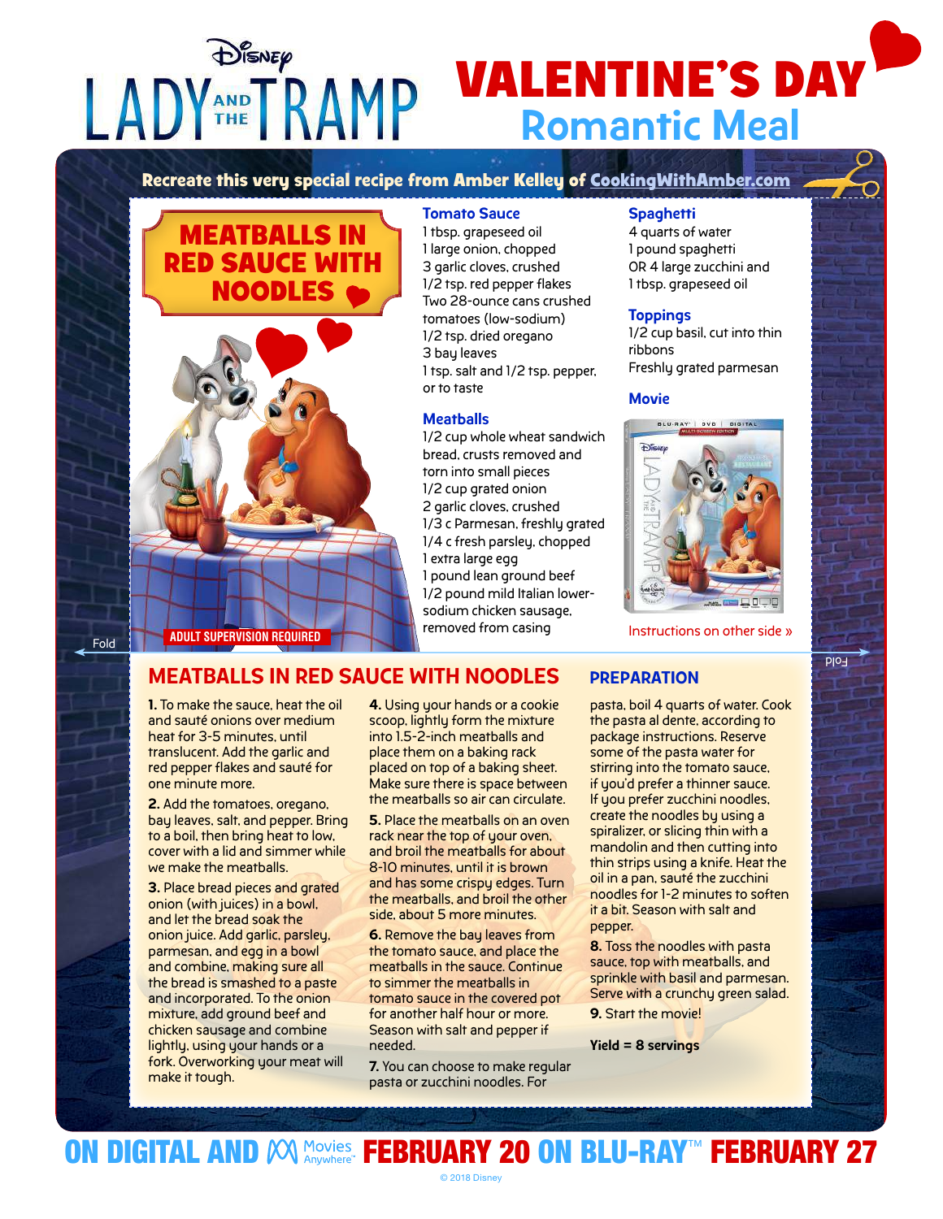# Disney LADY AND THE TRAMP

# VALENTINE'S DAY Romantic Meal

**Recreate this very special recipe from Amber Kelley of CookingWithAmber.com**

## MEATBALLS IN RED SAUCE WITH NOODLES

ADULT SUPERVISION REQUIRED

### Tomato Sauce

1 tbsp. grapeseed oil
1 large onion, chopped
3 garlic cloves, crushed
1/2 tsp. red pepper flakes
Two 28-ounce cans crushed tomatoes (low-sodium)
1/2 tsp. dried oregano
3 bay leaves
1 tsp. salt and 1/2 tsp. pepper, or to taste

### Meatballs

1/2 cup whole wheat sandwich bread, crusts removed and torn into small pieces
1/2 cup grated onion
2 garlic cloves, crushed
1/3 c Parmesan, freshly grated
1/4 c fresh parsley, chopped
1 extra large egg
1 pound lean ground beef
1/2 pound mild Italian lower-sodium chicken sausage, removed from casing

### Spaghetti

4 quarts of water
1 pound spaghetti
OR 4 large zucchini and
1 tbsp. grapeseed oil

### Toppings

1/2 cup basil, cut into thin ribbons
Freshly grated parmesan

### Movie

Instructions on other side »

Fold

## MEATBALLS IN RED SAUCE WITH NOODLES

### PREPARATION

**1.** To make the sauce, heat the oil and sauté onions over medium heat for 3-5 minutes, until translucent. Add the garlic and red pepper flakes and sauté for one minute more.

**2.** Add the tomatoes, oregano, bay leaves, salt, and pepper. Bring to a boil, then bring heat to low, cover with a lid and simmer while we make the meatballs.

**3.** Place bread pieces and grated onion (with juices) in a bowl, and let the bread soak the onion juice. Add garlic, parsley, parmesan, and egg in a bowl and combine, making sure all the bread is smashed to a paste and incorporated. To the onion mixture, add ground beef and chicken sausage and combine lightly, using your hands or a fork. Overworking your meat will make it tough.

**4.** Using your hands or a cookie scoop, lightly form the mixture into 1.5-2-inch meatballs and place them on a baking rack placed on top of a baking sheet. Make sure there is space between the meatballs so air can circulate.

**5.** Place the meatballs on an oven rack near the top of your oven, and broil the meatballs for about 8-10 minutes, until it is brown and has some crispy edges. Turn the meatballs, and broil the other side, about 5 more minutes.

**6.** Remove the bay leaves from the tomato sauce, and place the meatballs in the sauce. Continue to simmer the meatballs in tomato sauce in the covered pot for another half hour or more. Season with salt and pepper if needed.

**7.** You can choose to make regular pasta or zucchini noodles. For pasta, boil 4 quarts of water. Cook the pasta al dente, according to package instructions. Reserve some of the pasta water for stirring into the tomato sauce, if you'd prefer a thinner sauce. If you prefer zucchini noodles, create the noodles by using a spiralizer, or slicing thin with a mandolin and then cutting into thin strips using a knife. Heat the oil in a pan, sauté the zucchini noodles for 1-2 minutes to soften it a bit. Season with salt and pepper.

**8.** Toss the noodles with pasta sauce, top with meatballs, and sprinkle with basil and parmesan. Serve with a crunchy green salad.

**9.** Start the movie!

**Yield = 8 servings**

**ON DIGITAL AND Movies Anywhere FEBRUARY 20 ON BLU-RAY™ FEBRUARY 27**

© 2018 Disney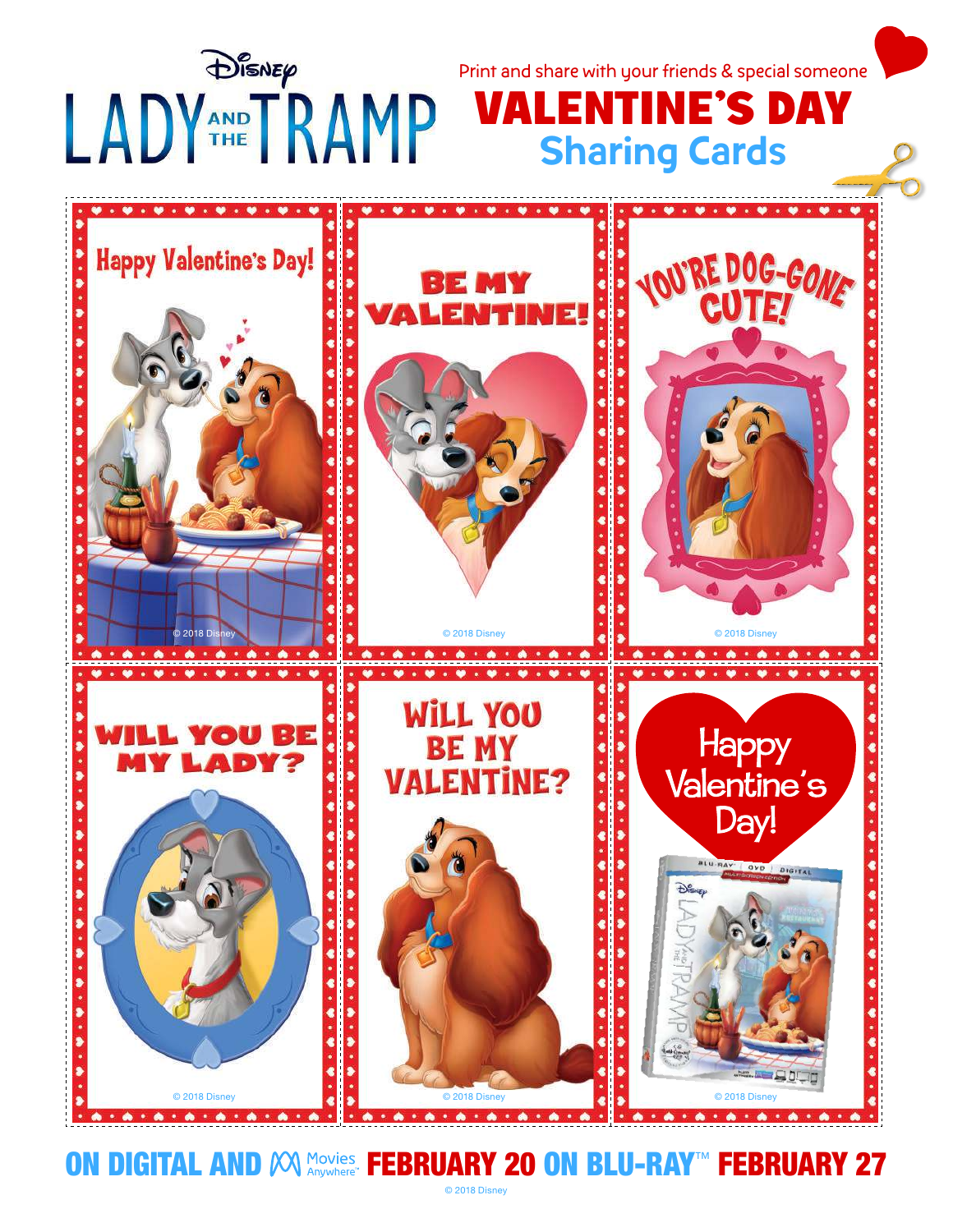Disney

# LADY AND THE TRAMP

Print and share with your friends & special someone

## VALENTINE'S DAY

## Sharing Cards

Happy Valentine's Day!

© 2018 Disney

BE MY VALENTINE!

© 2018 Disney

YOU'RE DOG-GONE CUTE!

© 2018 Disney

WILL YOU BE MY LADY?

© 2018 Disney

WILL YOU BE MY VALENTINE?

© 2018 Disney

Happy Valentine's Day!

© 2018 Disney

**ON DIGITAL AND Movies Anywhere FEBRUARY 20 ON BLU-RAY™ FEBRUARY 27**

© 2018 Disney